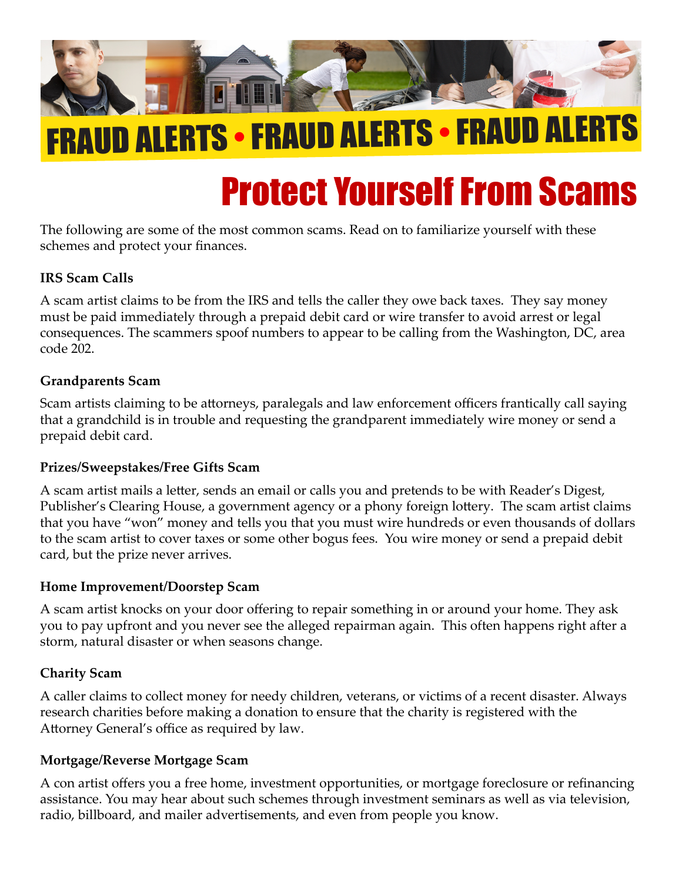# FRAUD ALERTS • FRAUD ALERTS • FRAUD ALERTS

# Protect Yourself From Scams

The following are some of the most common scams. Read on to familiarize yourself with these schemes and protect your finances.

**IRS Scam Calls**

A scam artist claims to be from the IRS and tells the caller they owe back taxes. They say money must be paid immediately through a prepaid debit card or wire transfer to avoid arrest or legal consequences. The scammers spoof numbers to appear to be calling from the Washington, DC, area code 202.

**Grandparents Scam**

Scam artists claiming to be attorneys, paralegals and law enforcement officers frantically call saying that a grandchild is in trouble and requesting the grandparent immediately wire money or send a prepaid debit card.

**Prizes/Sweepstakes/Free Gifts Scam**

A scam artist mails a letter, sends an email or calls you and pretends to be with Reader's Digest, Publisher's Clearing House, a government agency or a phony foreign lottery. The scam artist claims that you have "won" money and tells you that you must wire hundreds or even thousands of dollars to the scam artist to cover taxes or some other bogus fees. You wire money or send a prepaid debit card, but the prize never arrives.

**Home Improvement/Doorstep Scam**

A scam artist knocks on your door offering to repair something in or around your home. They ask you to pay upfront and you never see the alleged repairman again. This often happens right after a storm, natural disaster or when seasons change.

**Charity Scam**

A caller claims to collect money for needy children, veterans, or victims of a recent disaster. Always research charities before making a donation to ensure that the charity is registered with the Attorney General's office as required by law.

**Mortgage/Reverse Mortgage Scam**

A con artist offers you a free home, investment opportunities, or mortgage foreclosure or refinancing assistance. You may hear about such schemes through investment seminars as well as via television, radio, billboard, and mailer advertisements, and even from people you know.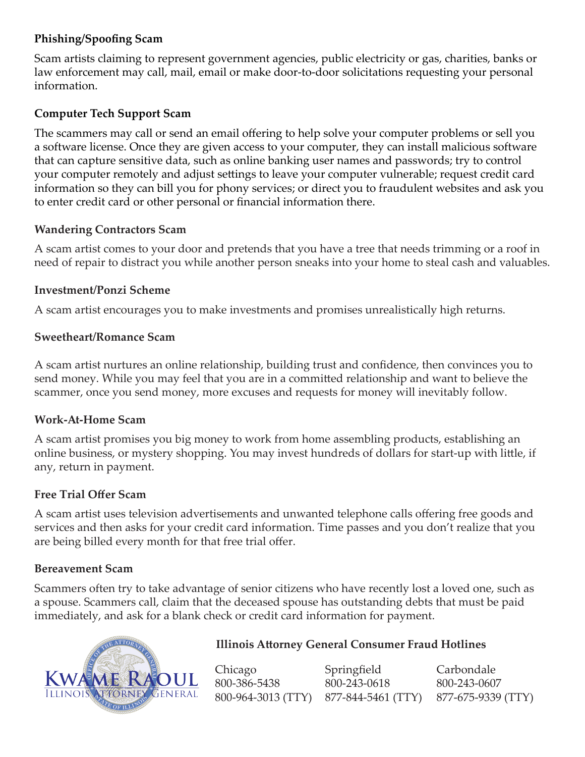**Phishing/Spoofing Scam**

Scam artists claiming to represent government agencies, public electricity or gas, charities, banks or law enforcement may call, mail, email or make door-to-door solicitations requesting your personal information.

**Computer Tech Support Scam**

The scammers may call or send an email offering to help solve your computer problems or sell you a software license. Once they are given access to your computer, they can install malicious software that can capture sensitive data, such as online banking user names and passwords; try to control your computer remotely and adjust settings to leave your computer vulnerable; request credit card information so they can bill you for phony services; or direct you to fraudulent websites and ask you to enter credit card or other personal or financial information there.

**Wandering Contractors Scam**

A scam artist comes to your door and pretends that you have a tree that needs trimming or a roof in need of repair to distract you while another person sneaks into your home to steal cash and valuables.

**Investment/Ponzi Scheme**

A scam artist encourages you to make investments and promises unrealistically high returns.

**Sweetheart/Romance Scam**

A scam artist nurtures an online relationship, building trust and confidence, then convinces you to send money. While you may feel that you are in a committed relationship and want to believe the scammer, once you send money, more excuses and requests for money will inevitably follow.

**Work-At-Home Scam**

A scam artist promises you big money to work from home assembling products, establishing an online business, or mystery shopping. You may invest hundreds of dollars for start-up with little, if any, return in payment.

**Free Trial Offer Scam**

A scam artist uses television advertisements and unwanted telephone calls offering free goods and services and then asks for your credit card information. Time passes and you don't realize that you are being billed every month for that free trial offer.

**Bereavement Scam**

Scammers often try to take advantage of senior citizens who have recently lost a loved one, such as a spouse. Scammers call, claim that the deceased spouse has outstanding debts that must be paid immediately, and ask for a blank check or credit card information for payment.

KWAME RAOUL
ILLINOIS ATTORNEY GENERAL

**Illinois Attorney General Consumer Fraud Hotlines**

| Chicago | Springfield | Carbondale |
|---|---|---|
| 800-386-5438 | 800-243-0618 | 800-243-0607 |
| 800-964-3013 (TTY) | 877-844-5461 (TTY) | 877-675-9339 (TTY) |